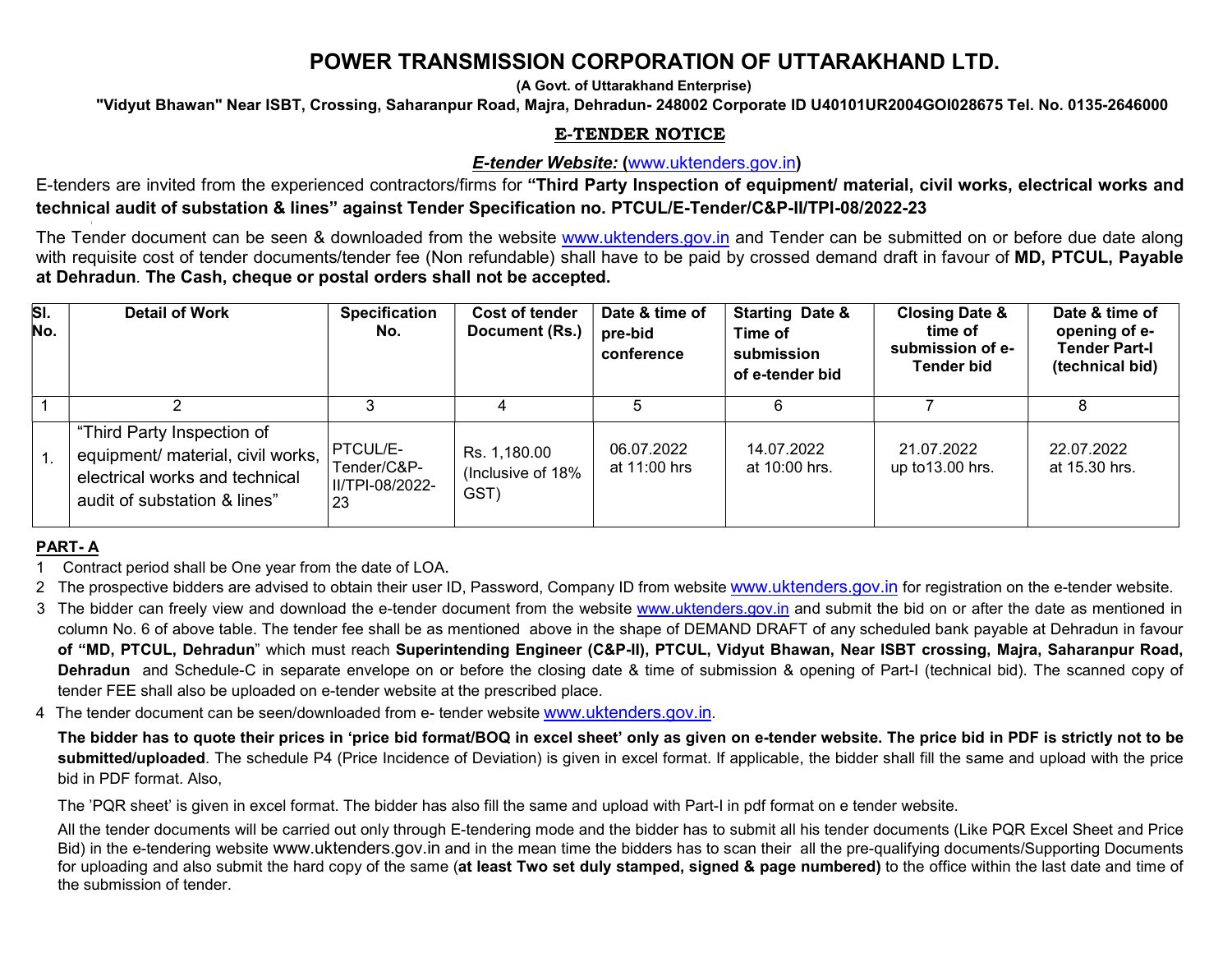# POWER TRANSMISSION CORPORATION OF UTTARAKHAND LTD.

**(A Govt. of Uttarakhand Enterprise)**

**"Vidyut Bhawan" Near ISBT, Crossing, Saharanpur Road, Majra, Dehradun- 248002 Corporate ID U40101UR2004GOI028675 Tel. No. 0135-2646000**

## E-TENDER NOTICE

***E-tender Website:* (www.uktenders.gov.in)**

E-tenders are invited from the experienced contractors/firms for **"Third Party Inspection of equipment/ material, civil works, electrical works and technical audit of substation & lines" against Tender Specification no. PTCUL/E-Tender/C&P-II/TPI-08/2022-23**

The Tender document can be seen & downloaded from the website www.uktenders.gov.in and Tender can be submitted on or before due date along with requisite cost of tender documents/tender fee (Non refundable) shall have to be paid by crossed demand draft in favour of **MD, PTCUL, Payable at Dehradun**. **The Cash, cheque or postal orders shall not be accepted.**

| Sl. No. | Detail of Work | Specification No. | Cost of tender Document (Rs.) | Date & time of pre-bid conference | Starting Date & Time of submission of e-tender bid | Closing Date & time of submission of e-Tender bid | Date & time of opening of e-Tender Part-I (technical bid) |
|---|---|---|---|---|---|---|---|
| 1 | 2 | 3 | 4 | 5 | 6 | 7 | 8 |
| 1. | "Third Party Inspection of equipment/ material, civil works, electrical works and technical audit of substation & lines" | PTCUL/E-Tender/C&P-II/TPI-08/2022-23 | Rs. 1,180.00 (Inclusive of 18% GST) | 06.07.2022 at 11:00 hrs | 14.07.2022 at 10:00 hrs. | 21.07.2022 up to13.00 hrs. | 22.07.2022 at 15.30 hrs. |

**PART- A**

1. Contract period shall be One year from the date of LOA.
2. The prospective bidders are advised to obtain their user ID, Password, Company ID from website www.uktenders.gov.in for registration on the e-tender website.
3. The bidder can freely view and download the e-tender document from the website www.uktenders.gov.in and submit the bid on or after the date as mentioned in column No. 6 of above table. The tender fee shall be as mentioned above in the shape of DEMAND DRAFT of any scheduled bank payable at Dehradun in favour **of "MD, PTCUL, Dehradun**" which must reach **Superintending Engineer (C&P-II), PTCUL, Vidyut Bhawan, Near ISBT crossing, Majra, Saharanpur Road, Dehradun** and Schedule-C in separate envelope on or before the closing date & time of submission & opening of Part-I (technical bid). The scanned copy of tender FEE shall also be uploaded on e-tender website at the prescribed place.
4. The tender document can be seen/downloaded from e- tender website www.uktenders.gov.in.

**The bidder has to quote their prices in 'price bid format/BOQ in excel sheet' only as given on e-tender website. The price bid in PDF is strictly not to be submitted/uploaded**. The schedule P4 (Price Incidence of Deviation) is given in excel format. If applicable, the bidder shall fill the same and upload with the price bid in PDF format. Also,

The 'PQR sheet' is given in excel format. The bidder has also fill the same and upload with Part-I in pdf format on e tender website.

All the tender documents will be carried out only through E-tendering mode and the bidder has to submit all his tender documents (Like PQR Excel Sheet and Price Bid) in the e-tendering website www.uktenders.gov.in and in the mean time the bidders has to scan their all the pre-qualifying documents/Supporting Documents for uploading and also submit the hard copy of the same (**at least Two set duly stamped, signed & page numbered)** to the office within the last date and time of the submission of tender.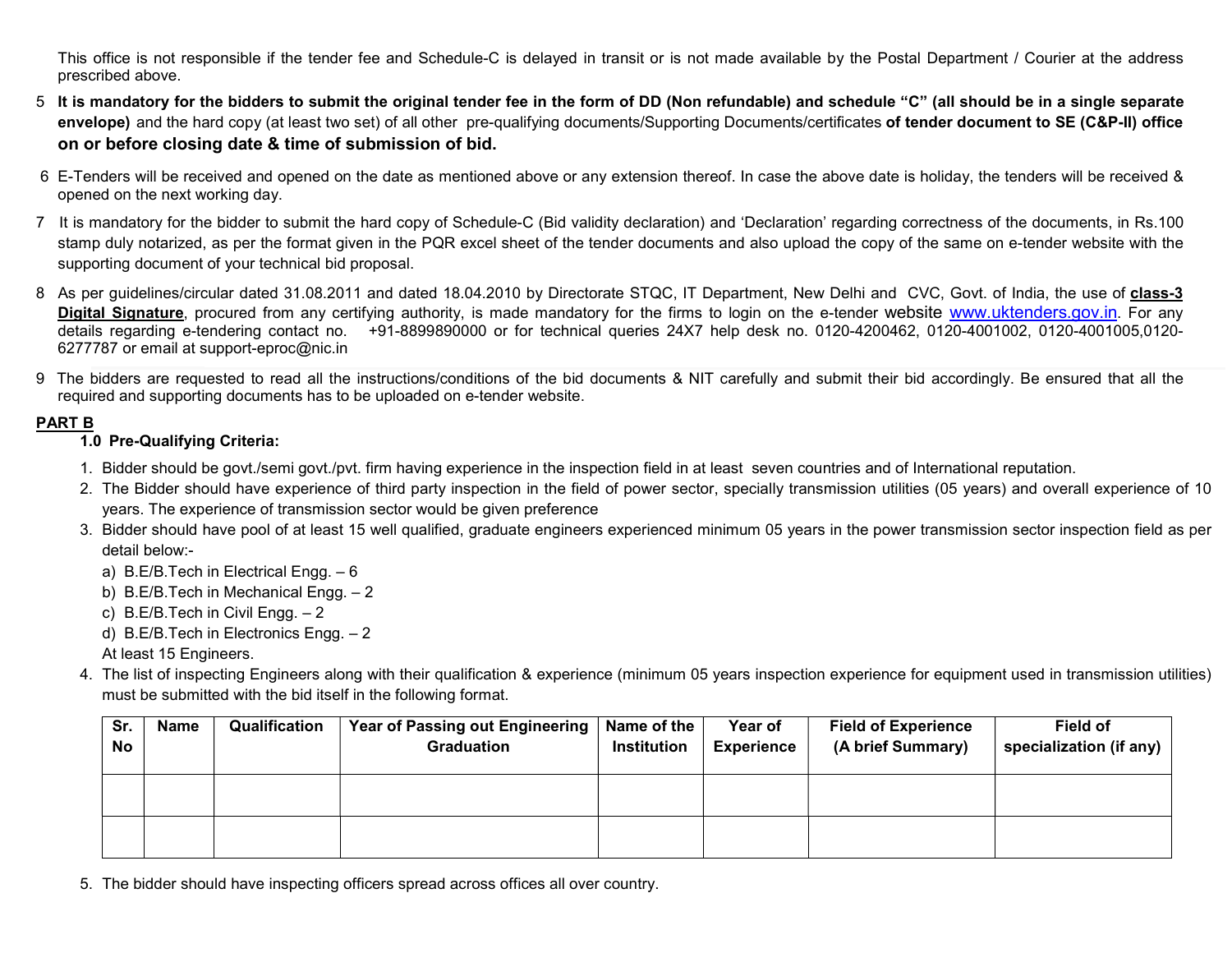This office is not responsible if the tender fee and Schedule-C is delayed in transit or is not made available by the Postal Department / Courier at the address prescribed above.

5. **It is mandatory for the bidders to submit the original tender fee in the form of DD (Non refundable) and schedule "C" (all should be in a single separate envelope)** and the hard copy (at least two set) of all other pre-qualifying documents/Supporting Documents/certificates **of tender document to SE (C&P-II) office on or before closing date & time of submission of bid.**

6. E-Tenders will be received and opened on the date as mentioned above or any extension thereof. In case the above date is holiday, the tenders will be received & opened on the next working day.

7. It is mandatory for the bidder to submit the hard copy of Schedule-C (Bid validity declaration) and 'Declaration' regarding correctness of the documents, in Rs.100 stamp duly notarized, as per the format given in the PQR excel sheet of the tender documents and also upload the copy of the same on e-tender website with the supporting document of your technical bid proposal.

8. As per guidelines/circular dated 31.08.2011 and dated 18.04.2010 by Directorate STQC, IT Department, New Delhi and CVC, Govt. of India, the use of **class-3 Digital Signature**, procured from any certifying authority, is made mandatory for the firms to login on the e-tender website www.uktenders.gov.in. For any details regarding e-tendering contact no. +91-8899890000 or for technical queries 24X7 help desk no. 0120-4200462, 0120-4001002, 0120-4001005,0120-6277787 or email at support-eproc@nic.in

9. The bidders are requested to read all the instructions/conditions of the bid documents & NIT carefully and submit their bid accordingly. Be ensured that all the required and supporting documents has to be uploaded on e-tender website.

## PART B

### 1.0 Pre-Qualifying Criteria:

1. Bidder should be govt./semi govt./pvt. firm having experience in the inspection field in at least seven countries and of International reputation.
2. The Bidder should have experience of third party inspection in the field of power sector, specially transmission utilities (05 years) and overall experience of 10 years. The experience of transmission sector would be given preference
3. Bidder should have pool of at least 15 well qualified, graduate engineers experienced minimum 05 years in the power transmission sector inspection field as per detail below:-
   a) B.E/B.Tech in Electrical Engg. – 6
   b) B.E/B.Tech in Mechanical Engg. – 2
   c) B.E/B.Tech in Civil Engg. – 2
   d) B.E/B.Tech in Electronics Engg. – 2
   At least 15 Engineers.
4. The list of inspecting Engineers along with their qualification & experience (minimum 05 years inspection experience for equipment used in transmission utilities) must be submitted with the bid itself in the following format.

| Sr. No | Name | Qualification | Year of Passing out Engineering Graduation | Name of the Institution | Year of Experience | Field of Experience (A brief Summary) | Field of specialization (if any) |
|---|---|---|---|---|---|---|---|
| | | | | | | | |
| | | | | | | | |

5. The bidder should have inspecting officers spread across offices all over country.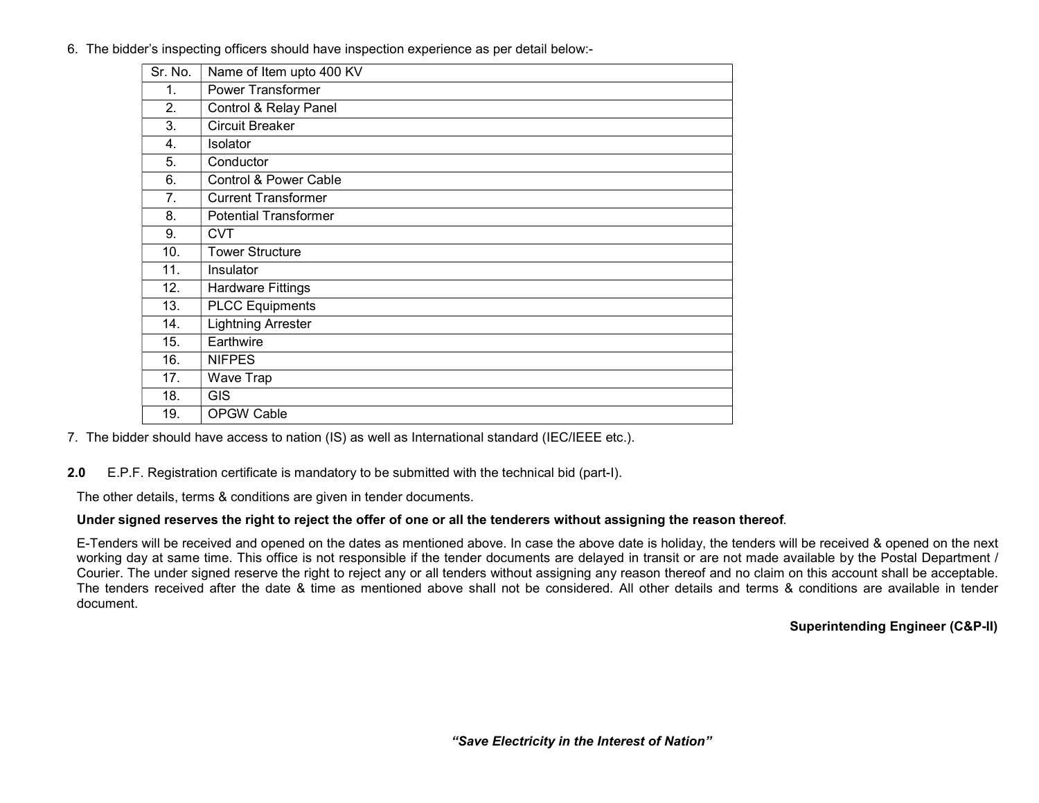6. The bidder's inspecting officers should have inspection experience as per detail below:-

| Sr. No. | Name of Item upto 400 KV |
|---|---|
| 1. | Power Transformer |
| 2. | Control & Relay Panel |
| 3. | Circuit Breaker |
| 4. | Isolator |
| 5. | Conductor |
| 6. | Control & Power Cable |
| 7. | Current Transformer |
| 8. | Potential Transformer |
| 9. | CVT |
| 10. | Tower Structure |
| 11. | Insulator |
| 12. | Hardware Fittings |
| 13. | PLCC Equipments |
| 14. | Lightning Arrester |
| 15. | Earthwire |
| 16. | NIFPES |
| 17. | Wave Trap |
| 18. | GIS |
| 19. | OPGW Cable |

7. The bidder should have access to nation (IS) as well as International standard (IEC/IEEE etc.).

**2.0** E.P.F. Registration certificate is mandatory to be submitted with the technical bid (part-I).

The other details, terms & conditions are given in tender documents.

**Under signed reserves the right to reject the offer of one or all the tenderers without assigning the reason thereof**.

E-Tenders will be received and opened on the dates as mentioned above. In case the above date is holiday, the tenders will be received & opened on the next working day at same time. This office is not responsible if the tender documents are delayed in transit or are not made available by the Postal Department / Courier. The under signed reserve the right to reject any or all tenders without assigning any reason thereof and no claim on this account shall be acceptable. The tenders received after the date & time as mentioned above shall not be considered. All other details and terms & conditions are available in tender document.

**Superintending Engineer (C&P-II)**

***"Save Electricity in the Interest of Nation"***